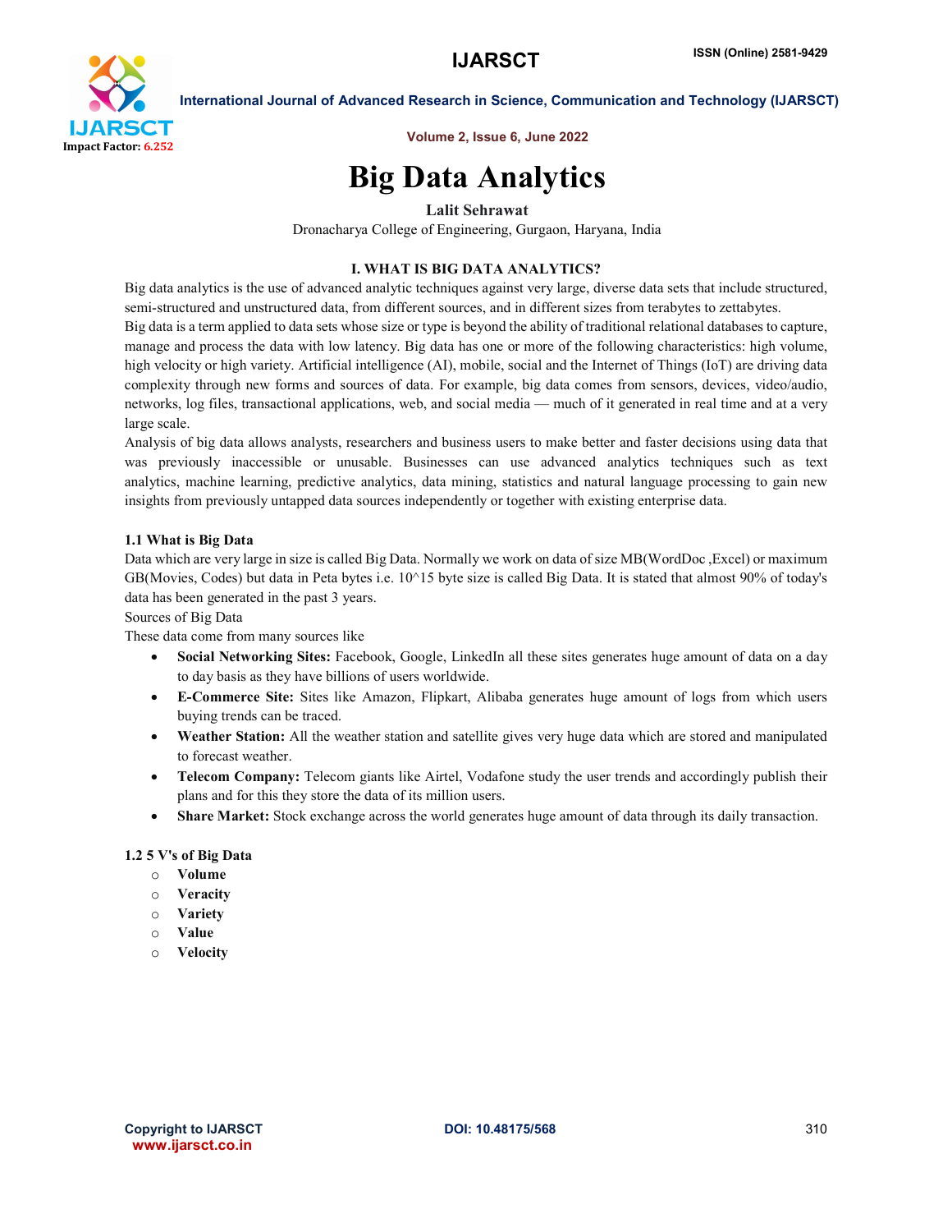# Big Data Analytics

**Lalit Sehrawat**

Dronacharya College of Engineering, Gurgaon, Haryana, India

## I. WHAT IS BIG DATA ANALYTICS?

Big data analytics is the use of advanced analytic techniques against very large, diverse data sets that include structured, semi-structured and unstructured data, from different sources, and in different sizes from terabytes to zettabytes.

Big data is a term applied to data sets whose size or type is beyond the ability of traditional relational databases to capture, manage and process the data with low latency. Big data has one or more of the following characteristics: high volume, high velocity or high variety. Artificial intelligence (AI), mobile, social and the Internet of Things (IoT) are driving data complexity through new forms and sources of data. For example, big data comes from sensors, devices, video/audio, networks, log files, transactional applications, web, and social media — much of it generated in real time and at a very large scale.

Analysis of big data allows analysts, researchers and business users to make better and faster decisions using data that was previously inaccessible or unusable. Businesses can use advanced analytics techniques such as text analytics, machine learning, predictive analytics, data mining, statistics and natural language processing to gain new insights from previously untapped data sources independently or together with existing enterprise data.

### 1.1 What is Big Data

Data which are very large in size is called Big Data. Normally we work on data of size MB(WordDoc ,Excel) or maximum GB(Movies, Codes) but data in Peta bytes i.e. $10^{15}$ byte size is called Big Data. It is stated that almost 90% of today's data has been generated in the past 3 years.

Sources of Big Data

These data come from many sources like

- **Social Networking Sites:** Facebook, Google, LinkedIn all these sites generates huge amount of data on a day to day basis as they have billions of users worldwide.
- **E-Commerce Site:** Sites like Amazon, Flipkart, Alibaba generates huge amount of logs from which users buying trends can be traced.
- **Weather Station:** All the weather station and satellite gives very huge data which are stored and manipulated to forecast weather.
- **Telecom Company:** Telecom giants like Airtel, Vodafone study the user trends and accordingly publish their plans and for this they store the data of its million users.
- **Share Market:** Stock exchange across the world generates huge amount of data through its daily transaction.

### 1.2 5 V's of Big Data

- **Volume**
- **Veracity**
- **Variety**
- **Value**
- **Velocity**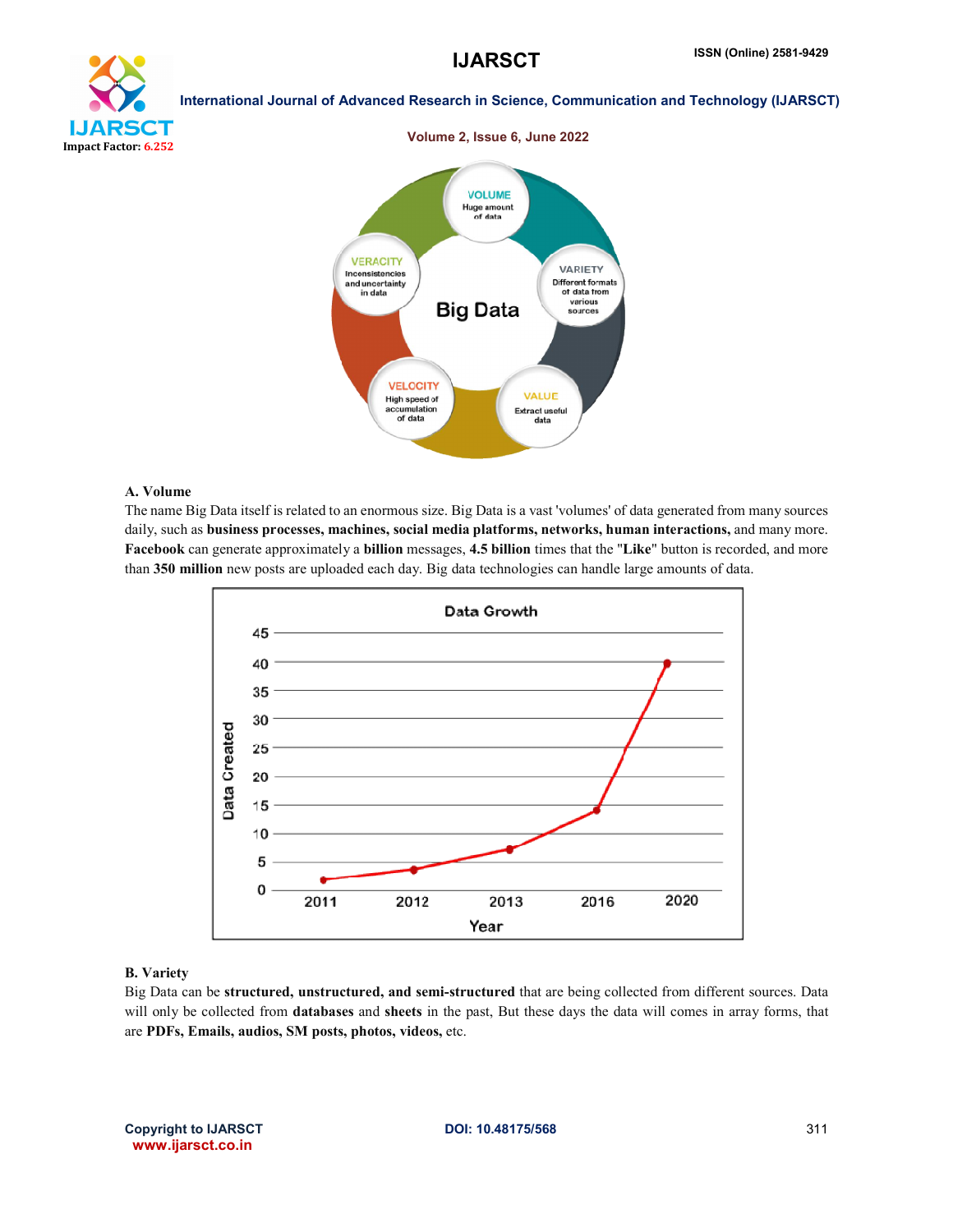### A. Volume

The name Big Data itself is related to an enormous size. Big Data is a vast 'volumes' of data generated from many sources daily, such as **business processes, machines, social media platforms, networks, human interactions,** and many more. **Facebook** can generate approximately a **billion** messages, **4.5 billion** times that the "**Like**" button is recorded, and more than **350 million** new posts are uploaded each day. Big data technologies can handle large amounts of data.

### B. Variety

Big Data can be **structured, unstructured, and semi-structured** that are being collected from different sources. Data will only be collected from **databases** and **sheets** in the past, But these days the data will comes in array forms, that are **PDFs, Emails, audios, SM posts, photos, videos,** etc.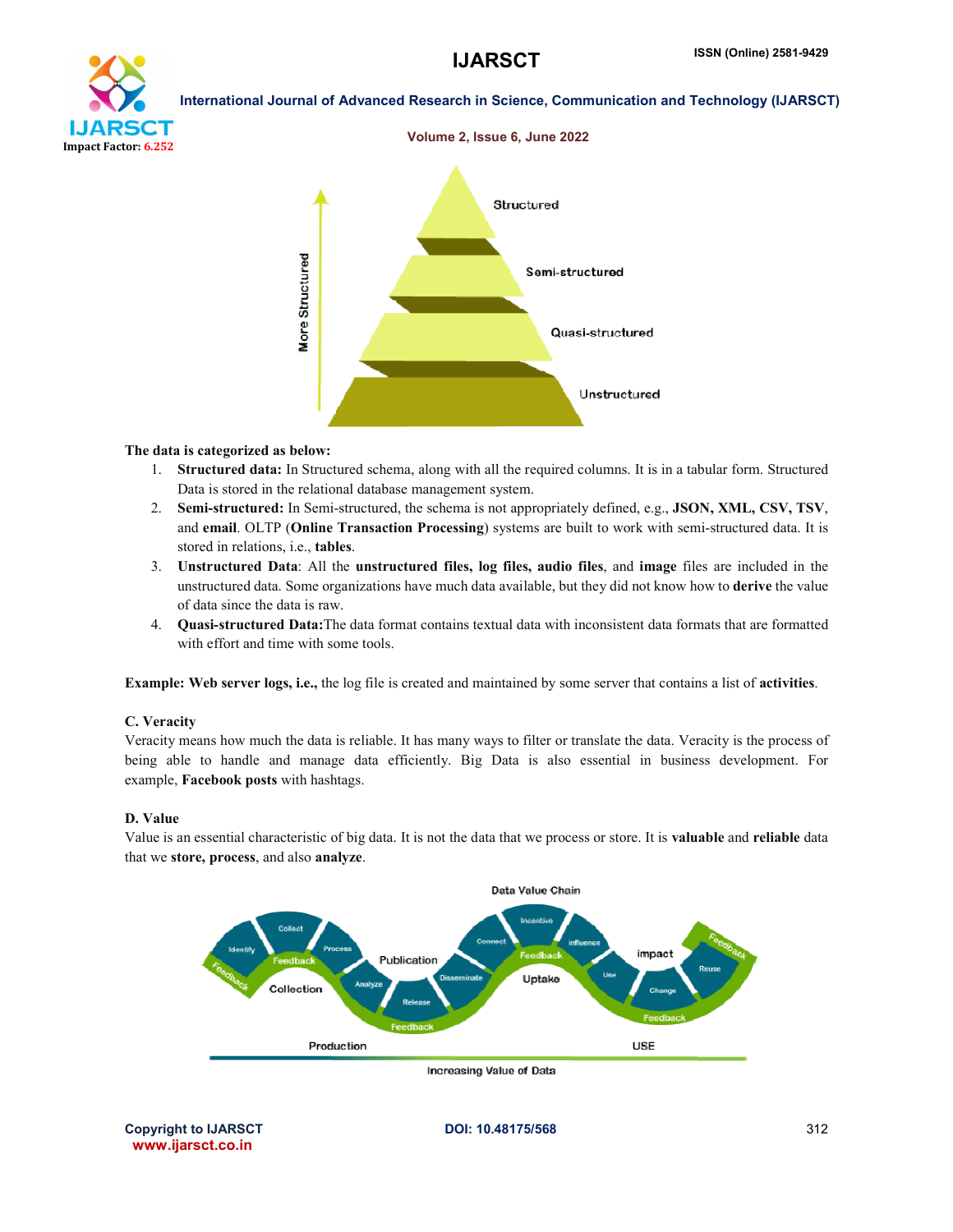**The data is categorized as below:**

1. **Structured data:** In Structured schema, along with all the required columns. It is in a tabular form. Structured Data is stored in the relational database management system.
2. **Semi-structured:** In Semi-structured, the schema is not appropriately defined, e.g., **JSON, XML, CSV, TSV**, and **email**. OLTP (**Online Transaction Processing**) systems are built to work with semi-structured data. It is stored in relations, i.e., **tables**.
3. **Unstructured Data**: All the **unstructured files, log files, audio files**, and **image** files are included in the unstructured data. Some organizations have much data available, but they did not know how to **derive** the value of data since the data is raw.
4. **Quasi-structured Data:**The data format contains textual data with inconsistent data formats that are formatted with effort and time with some tools.

**Example: Web server logs, i.e.,** the log file is created and maintained by some server that contains a list of **activities**.

### C. Veracity

Veracity means how much the data is reliable. It has many ways to filter or translate the data. Veracity is the process of being able to handle and manage data efficiently. Big Data is also essential in business development. For example, **Facebook posts** with hashtags.

### D. Value

Value is an essential characteristic of big data. It is not the data that we process or store. It is **valuable** and **reliable** data that we **store, process**, and also **analyze**.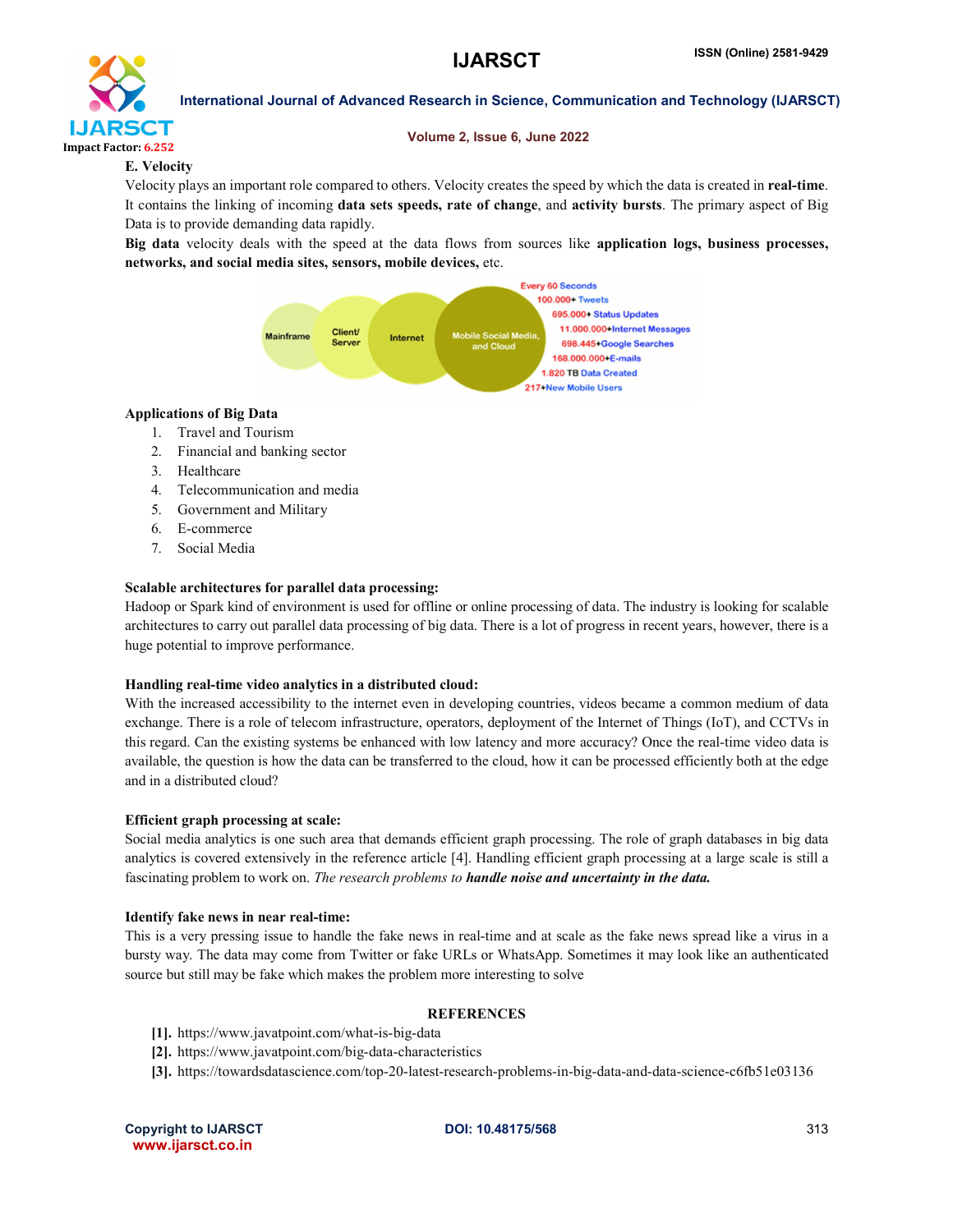**E. Velocity**

Velocity plays an important role compared to others. Velocity creates the speed by which the data is created in **real-time**. It contains the linking of incoming **data sets speeds, rate of change**, and **activity bursts**. The primary aspect of Big Data is to provide demanding data rapidly.

**Big data** velocity deals with the speed at the data flows from sources like **application logs, business processes, networks, and social media sites, sensors, mobile devices,** etc.

Mainframe
Client/ Server
Internet
Mobile Social Media, and Cloud
Every 60 Seconds
100.000+ Tweets
695.000+ Status Updates
11.000.000+Internet Messages
698.445+Google Searches
168.000.000+E-mails
1.820 TB Data Created
217+New Mobile Users

**Applications of Big Data**

1. Travel and Tourism
2. Financial and banking sector
3. Healthcare
4. Telecommunication and media
5. Government and Military
6. E-commerce
7. Social Media

**Scalable architectures for parallel data processing:**

Hadoop or Spark kind of environment is used for offline or online processing of data. The industry is looking for scalable architectures to carry out parallel data processing of big data. There is a lot of progress in recent years, however, there is a huge potential to improve performance.

**Handling real-time video analytics in a distributed cloud:**

With the increased accessibility to the internet even in developing countries, videos became a common medium of data exchange. There is a role of telecom infrastructure, operators, deployment of the Internet of Things (IoT), and CCTVs in this regard. Can the existing systems be enhanced with low latency and more accuracy? Once the real-time video data is available, the question is how the data can be transferred to the cloud, how it can be processed efficiently both at the edge and in a distributed cloud?

**Efficient graph processing at scale:**

Social media analytics is one such area that demands efficient graph processing. The role of graph databases in big data analytics is covered extensively in the reference article [4]. Handling efficient graph processing at a large scale is still a fascinating problem to work on. *The research problems to* ***handle noise and uncertainty in the data.***

**Identify fake news in near real-time:**

This is a very pressing issue to handle the fake news in real-time and at scale as the fake news spread like a virus in a bursty way. The data may come from Twitter or fake URLs or WhatsApp. Sometimes it may look like an authenticated source but still may be fake which makes the problem more interesting to solve

## REFERENCES

**[1].** https://www.javatpoint.com/what-is-big-data

**[2].** https://www.javatpoint.com/big-data-characteristics

**[3].** https://towardsdatascience.com/top-20-latest-research-problems-in-big-data-and-data-science-c6fb51e03136